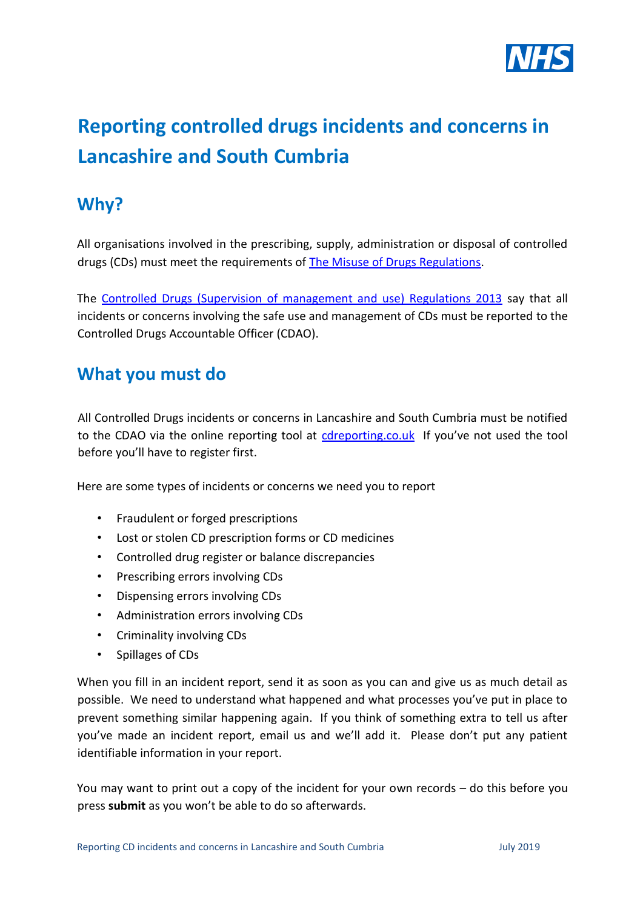# Reporting controlled drugs incidents and concerns in Lancashire and South Cumbria

## Why?

All organisations involved in the prescribing, supply, administration or disposal of controlled drugs (CDs) must meet the requirements of The Misuse of Drugs Regulations.

The Controlled Drugs (Supervision of management and use) Regulations 2013 say that all incidents or concerns involving the safe use and management of CDs must be reported to the Controlled Drugs Accountable Officer (CDAO).

## What you must do

All Controlled Drugs incidents or concerns in Lancashire and South Cumbria must be notified to the CDAO via the online reporting tool at cdreporting.co.uk If you've not used the tool before you'll have to register first.

Here are some types of incidents or concerns we need you to report

- Fraudulent or forged prescriptions
- Lost or stolen CD prescription forms or CD medicines
- Controlled drug register or balance discrepancies
- Prescribing errors involving CDs
- Dispensing errors involving CDs
- Administration errors involving CDs
- Criminality involving CDs
- Spillages of CDs

When you fill in an incident report, send it as soon as you can and give us as much detail as possible. We need to understand what happened and what processes you've put in place to prevent something similar happening again. If you think of something extra to tell us after you've made an incident report, email us and we'll add it. Please don't put any patient identifiable information in your report.

You may want to print out a copy of the incident for your own records – do this before you press **submit** as you won't be able to do so afterwards.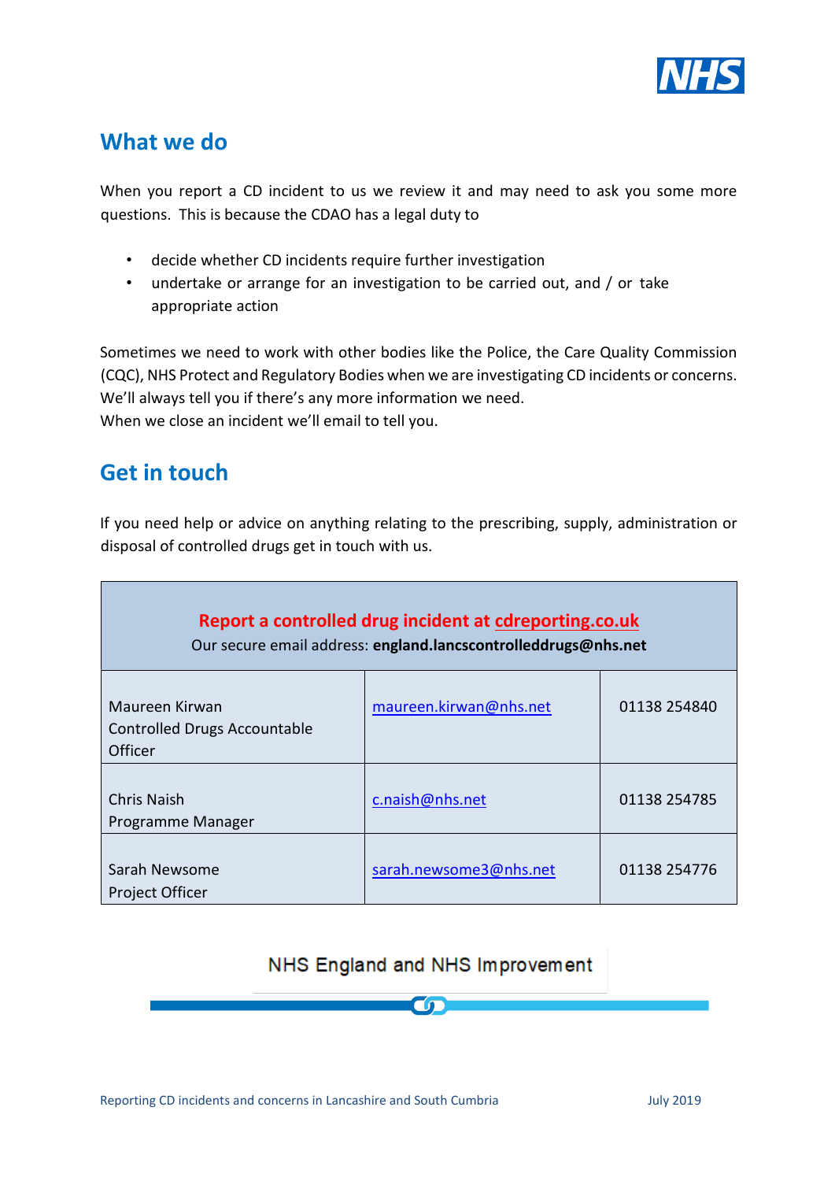## What we do

When you report a CD incident to us we review it and may need to ask you some more questions. This is because the CDAO has a legal duty to

- decide whether CD incidents require further investigation
- undertake or arrange for an investigation to be carried out, and / or take appropriate action

Sometimes we need to work with other bodies like the Police, the Care Quality Commission (CQC), NHS Protect and Regulatory Bodies when we are investigating CD incidents or concerns. We'll always tell you if there's any more information we need.
When we close an incident we'll email to tell you.

## Get in touch

If you need help or advice on anything relating to the prescribing, supply, administration or disposal of controlled drugs get in touch with us.

| Report a controlled drug incident at cdreporting.co.uk<br>Our secure email address: **england.lancscontrolleddrugs@nhs.net** | | |
|---|---|---|
| Maureen Kirwan<br>Controlled Drugs Accountable Officer | maureen.kirwan@nhs.net | 01138 254840 |
| Chris Naish<br>Programme Manager | c.naish@nhs.net | 01138 254785 |
| Sarah Newsome<br>Project Officer | sarah.newsome3@nhs.net | 01138 254776 |

NHS England and NHS Improvement